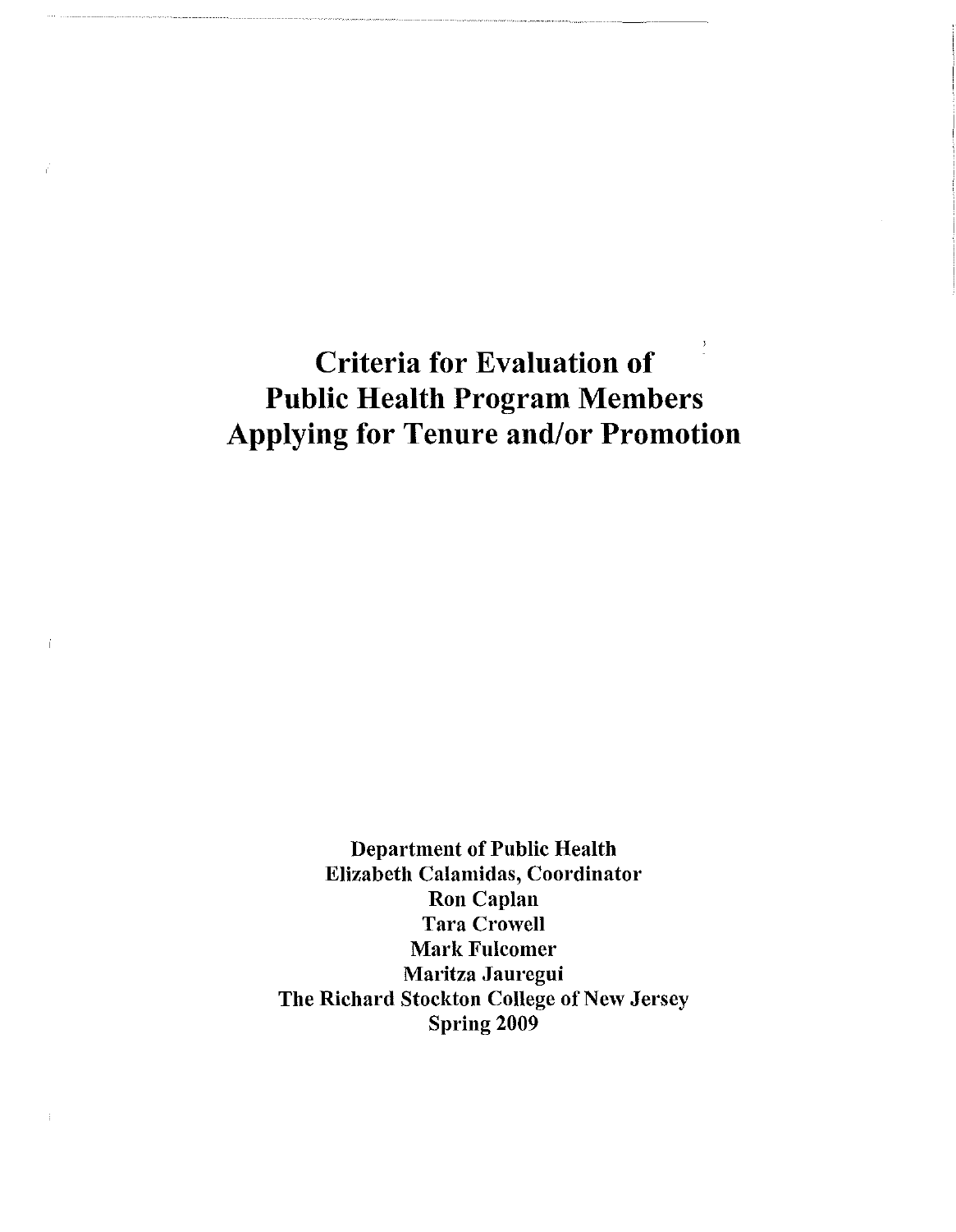# Criteria for Evaluation of Public Health Program Members Applying for Tenure and/or Promotion

**Department of Public Health**
**Elizabeth Calamidas, Coordinator**
**Ron Caplan**
**Tara Crowell**
**Mark Fulcomer**
**Maritza Jauregui**
**The Richard Stockton College of New Jersey**
**Spring 2009**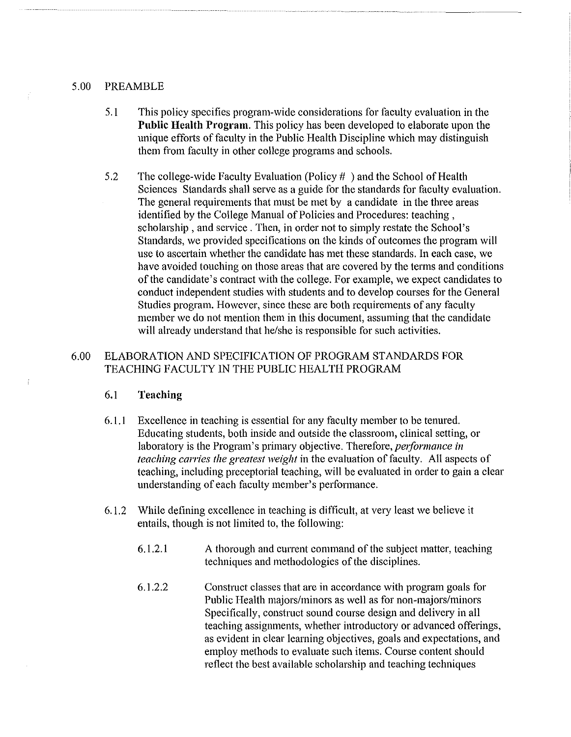## 5.00 PREAMBLE

5.1 This policy specifies program-wide considerations for faculty evaluation in the **Public Health Program.** This policy has been developed to elaborate upon the unique efforts of faculty in the Public Health Discipline which may distinguish them from faculty in other college programs and schools.

5.2 The college-wide Faculty Evaluation (Policy # ) and the School of Health Sciences Standards shall serve as a guide for the standards for faculty evaluation. The general requirements that must be met by a candidate in the three areas identified by the College Manual of Policies and Procedures: teaching , scholarship , and service . Then, in order not to simply restate the School's Standards, we provided specifications on the kinds of outcomes the program will use to ascertain whether the candidate has met these standards. In each case, we have avoided touching on those areas that are covered by the terms and conditions of the candidate's contract with the college. For example, we expect candidates to conduct independent studies with students and to develop courses for the General Studies program. However, since these are both requirements of any faculty member we do not mention them in this document, assuming that the candidate will already understand that he/she is responsible for such activities.

## 6.00 ELABORATION AND SPECIFICATION OF PROGRAM STANDARDS FOR TEACHING FACULTY IN THE PUBLIC HEALTH PROGRAM

### 6.1 Teaching

6.1.1 Excellence in teaching is essential for any faculty member to be tenured. Educating students, both inside and outside the classroom, clinical setting, or laboratory is the Program's primary objective. Therefore, *performance in teaching carries the greatest weight* in the evaluation of faculty. All aspects of teaching, including preceptorial teaching, will be evaluated in order to gain a clear understanding of each faculty member's performance.

6.1.2 While defining excellence in teaching is difficult, at very least we believe it entails, though is not limited to, the following:

6.1.2.1 A thorough and current command of the subject matter, teaching techniques and methodologies of the disciplines.

6.1.2.2 Construct classes that are in accordance with program goals for Public Health majors/minors as well as for non-majors/minors Specifically, construct sound course design and delivery in all teaching assignments, whether introductory or advanced offerings, as evident in clear learning objectives, goals and expectations, and employ methods to evaluate such items. Course content should reflect the best available scholarship and teaching techniques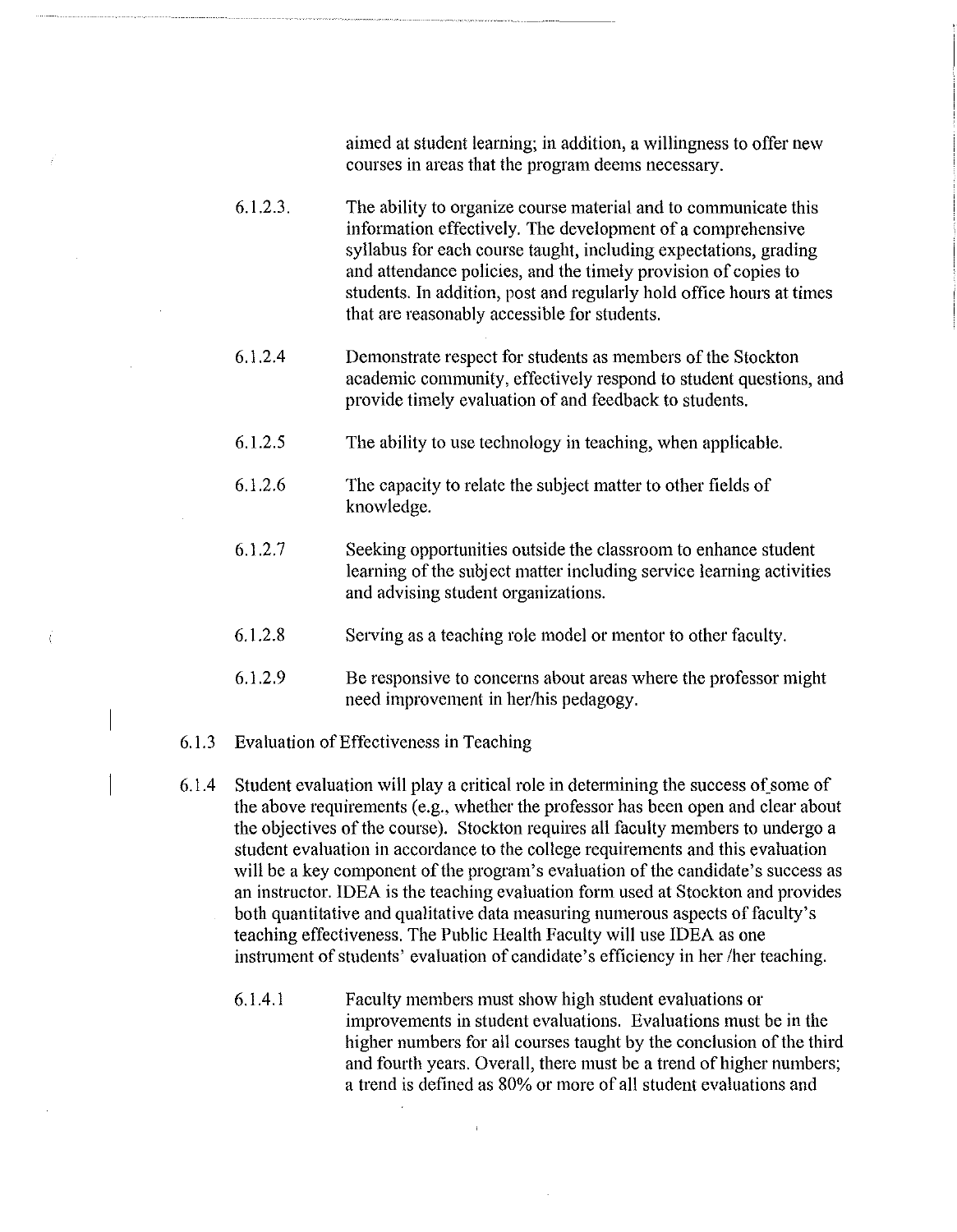aimed at student learning; in addition, a willingness to offer new courses in areas that the program deems necessary.

6.1.2.3. The ability to organize course material and to communicate this information effectively. The development of a comprehensive syllabus for each course taught, including expectations, grading and attendance policies, and the timely provision of copies to students. In addition, post and regularly hold office hours at times that are reasonably accessible for students.

6.1.2.4 Demonstrate respect for students as members of the Stockton academic community, effectively respond to student questions, and provide timely evaluation of and feedback to students.

6.1.2.5 The ability to use technology in teaching, when applicable.

6.1.2.6 The capacity to relate the subject matter to other fields of knowledge.

6.1.2.7 Seeking opportunities outside the classroom to enhance student learning of the subject matter including service learning activities and advising student organizations.

6.1.2.8 Serving as a teaching role model or mentor to other faculty.

6.1.2.9 Be responsive to concerns about areas where the professor might need improvement in her/his pedagogy.

6.1.3 Evaluation of Effectiveness in Teaching

6.1.4 Student evaluation will play a critical role in determining the success of some of the above requirements (e.g., whether the professor has been open and clear about the objectives of the course). Stockton requires all faculty members to undergo a student evaluation in accordance to the college requirements and this evaluation will be a key component of the program's evaluation of the candidate's success as an instructor. IDEA is the teaching evaluation form used at Stockton and provides both quantitative and qualitative data measuring numerous aspects of faculty's teaching effectiveness. The Public Health Faculty will use IDEA as one instrument of students' evaluation of candidate's efficiency in her /her teaching.

6.1.4.1 Faculty members must show high student evaluations or improvements in student evaluations. Evaluations must be in the higher numbers for all courses taught by the conclusion of the third and fourth years. Overall, there must be a trend of higher numbers; a trend is defined as 80% or more of all student evaluations and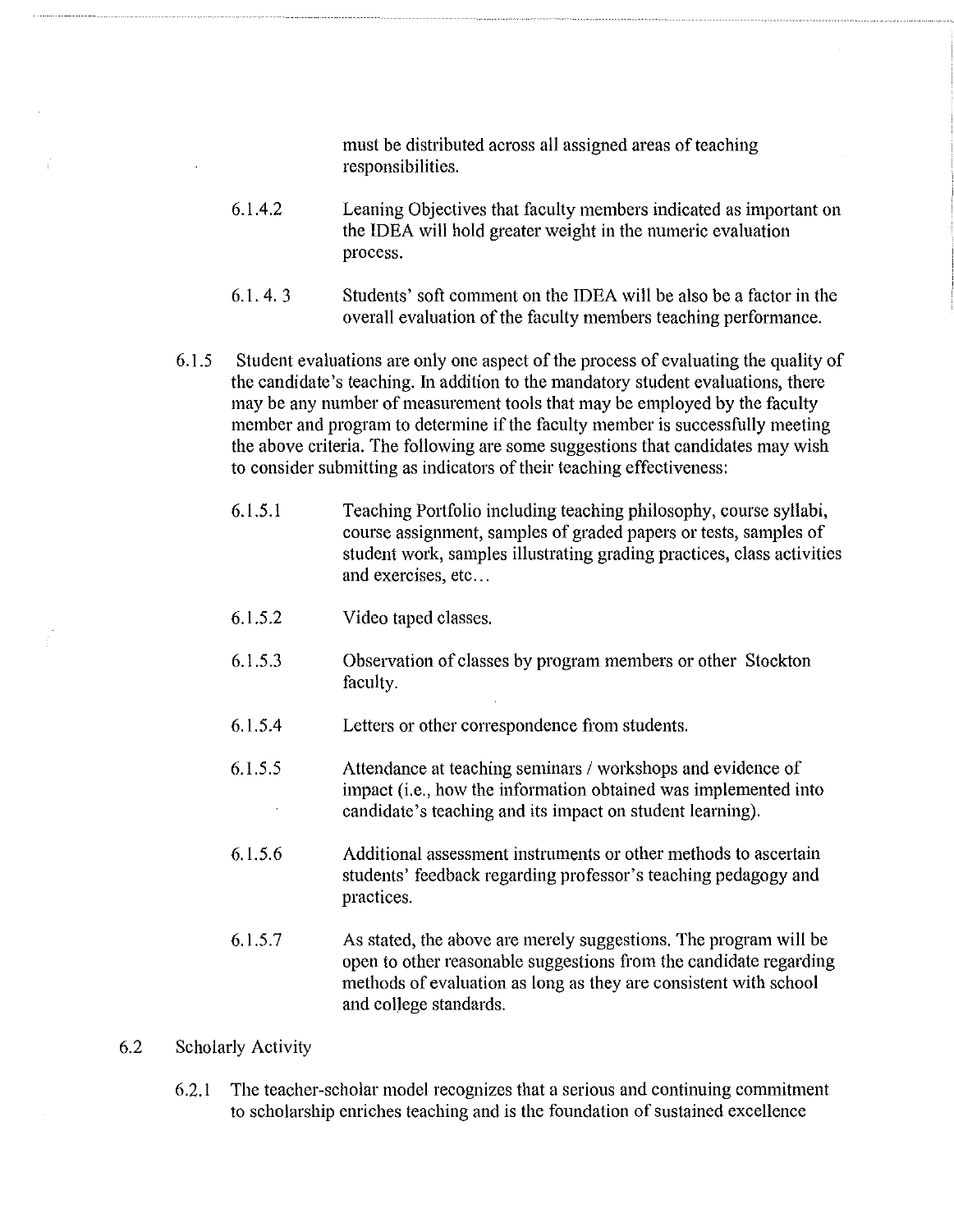must be distributed across all assigned areas of teaching responsibilities.

6.1.4.2 Leaning Objectives that faculty members indicated as important on the IDEA will hold greater weight in the numeric evaluation process.

6.1. 4. 3 Students' soft comment on the IDEA will be also be a factor in the overall evaluation of the faculty members teaching performance.

6.1.5 Student evaluations are only one aspect of the process of evaluating the quality of the candidate's teaching. In addition to the mandatory student evaluations, there may be any number of measurement tools that may be employed by the faculty member and program to determine if the faculty member is successfully meeting the above criteria. The following are some suggestions that candidates may wish to consider submitting as indicators of their teaching effectiveness:

6.1.5.1 Teaching Portfolio including teaching philosophy, course syllabi, course assignment, samples of graded papers or tests, samples of student work, samples illustrating grading practices, class activities and exercises, etc...

6.1.5.2 Video taped classes.

6.1.5.3 Observation of classes by program members or other Stockton faculty.

6.1.5.4 Letters or other correspondence from students.

6.1.5.5 Attendance at teaching seminars / workshops and evidence of impact (i.e., how the information obtained was implemented into candidate's teaching and its impact on student learning).

6.1.5.6 Additional assessment instruments or other methods to ascertain students' feedback regarding professor's teaching pedagogy and practices.

6.1.5.7 As stated, the above are merely suggestions. The program will be open to other reasonable suggestions from the candidate regarding methods of evaluation as long as they are consistent with school and college standards.

6.2 Scholarly Activity

6.2.1 The teacher-scholar model recognizes that a serious and continuing commitment to scholarship enriches teaching and is the foundation of sustained excellence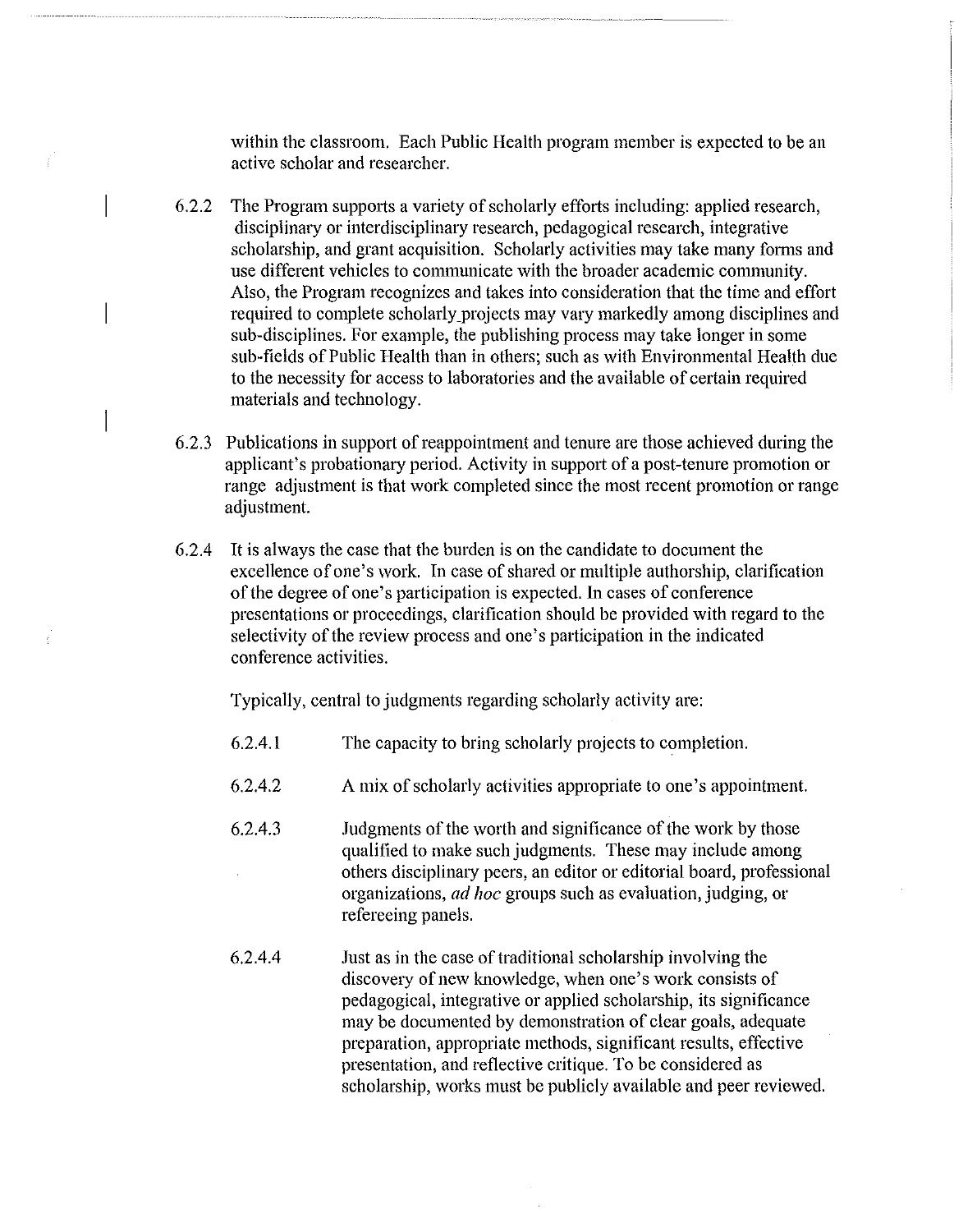within the classroom. Each Public Health program member is expected to be an active scholar and researcher.

6.2.2 The Program supports a variety of scholarly efforts including: applied research, disciplinary or interdisciplinary research, pedagogical research, integrative scholarship, and grant acquisition. Scholarly activities may take many forms and use different vehicles to communicate with the broader academic community. Also, the Program recognizes and takes into consideration that the time and effort required to complete scholarly projects may vary markedly among disciplines and sub-disciplines. For example, the publishing process may take longer in some sub-fields of Public Health than in others; such as with Environmental Health due to the necessity for access to laboratories and the available of certain required materials and technology.

6.2.3 Publications in support of reappointment and tenure are those achieved during the applicant's probationary period. Activity in support of a post-tenure promotion or range adjustment is that work completed since the most recent promotion or range adjustment.

6.2.4 It is always the case that the burden is on the candidate to document the excellence of one's work. In case of shared or multiple authorship, clarification of the degree of one's participation is expected. In cases of conference presentations or proceedings, clarification should be provided with regard to the selectivity of the review process and one's participation in the indicated conference activities.

Typically, central to judgments regarding scholarly activity are:

6.2.4.1 The capacity to bring scholarly projects to completion.

6.2.4.2 A mix of scholarly activities appropriate to one's appointment.

6.2.4.3 Judgments of the worth and significance of the work by those qualified to make such judgments. These may include among others disciplinary peers, an editor or editorial board, professional organizations, *ad hoc* groups such as evaluation, judging, or refereeing panels.

6.2.4.4 Just as in the case of traditional scholarship involving the discovery of new knowledge, when one's work consists of pedagogical, integrative or applied scholarship, its significance may be documented by demonstration of clear goals, adequate preparation, appropriate methods, significant results, effective presentation, and reflective critique. To be considered as scholarship, works must be publicly available and peer reviewed.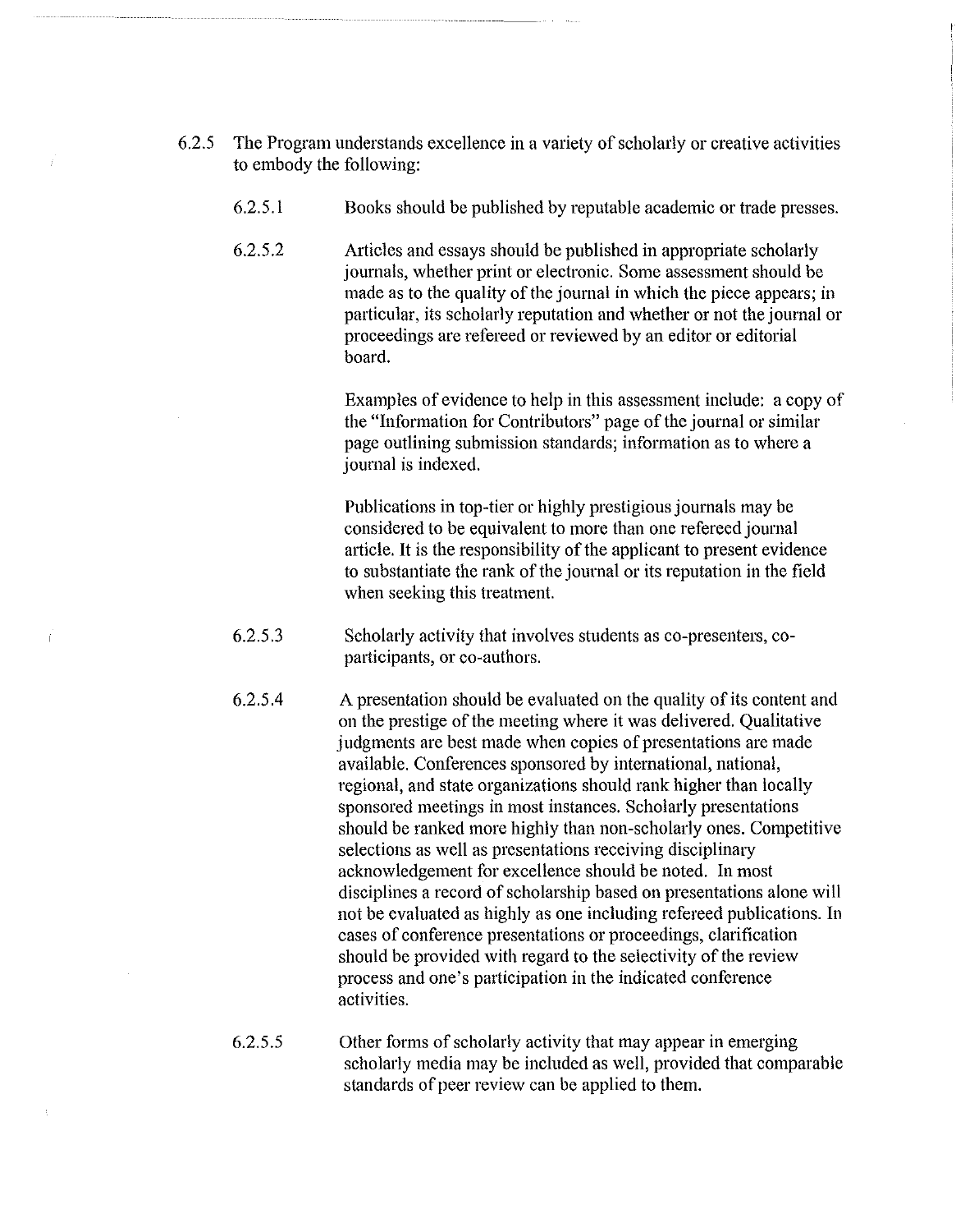6.2.5 The Program understands excellence in a variety of scholarly or creative activities to embody the following:

6.2.5.1 Books should be published by reputable academic or trade presses.

6.2.5.2 Articles and essays should be published in appropriate scholarly journals, whether print or electronic. Some assessment should be made as to the quality of the journal in which the piece appears; in particular, its scholarly reputation and whether or not the journal or proceedings are refereed or reviewed by an editor or editorial board.

Examples of evidence to help in this assessment include: a copy of the "Information for Contributors" page of the journal or similar page outlining submission standards; information as to where a journal is indexed.

Publications in top-tier or highly prestigious journals may be considered to be equivalent to more than one refereed journal article. It is the responsibility of the applicant to present evidence to substantiate the rank of the journal or its reputation in the field when seeking this treatment.

6.2.5.3 Scholarly activity that involves students as co-presenters, co-participants, or co-authors.

6.2.5.4 A presentation should be evaluated on the quality of its content and on the prestige of the meeting where it was delivered. Qualitative judgments are best made when copies of presentations are made available. Conferences sponsored by international, national, regional, and state organizations should rank higher than locally sponsored meetings in most instances. Scholarly presentations should be ranked more highly than non-scholarly ones. Competitive selections as well as presentations receiving disciplinary acknowledgement for excellence should be noted. In most disciplines a record of scholarship based on presentations alone will not be evaluated as highly as one including refereed publications. In cases of conference presentations or proceedings, clarification should be provided with regard to the selectivity of the review process and one's participation in the indicated conference activities.

6.2.5.5 Other forms of scholarly activity that may appear in emerging scholarly media may be included as well, provided that comparable standards of peer review can be applied to them.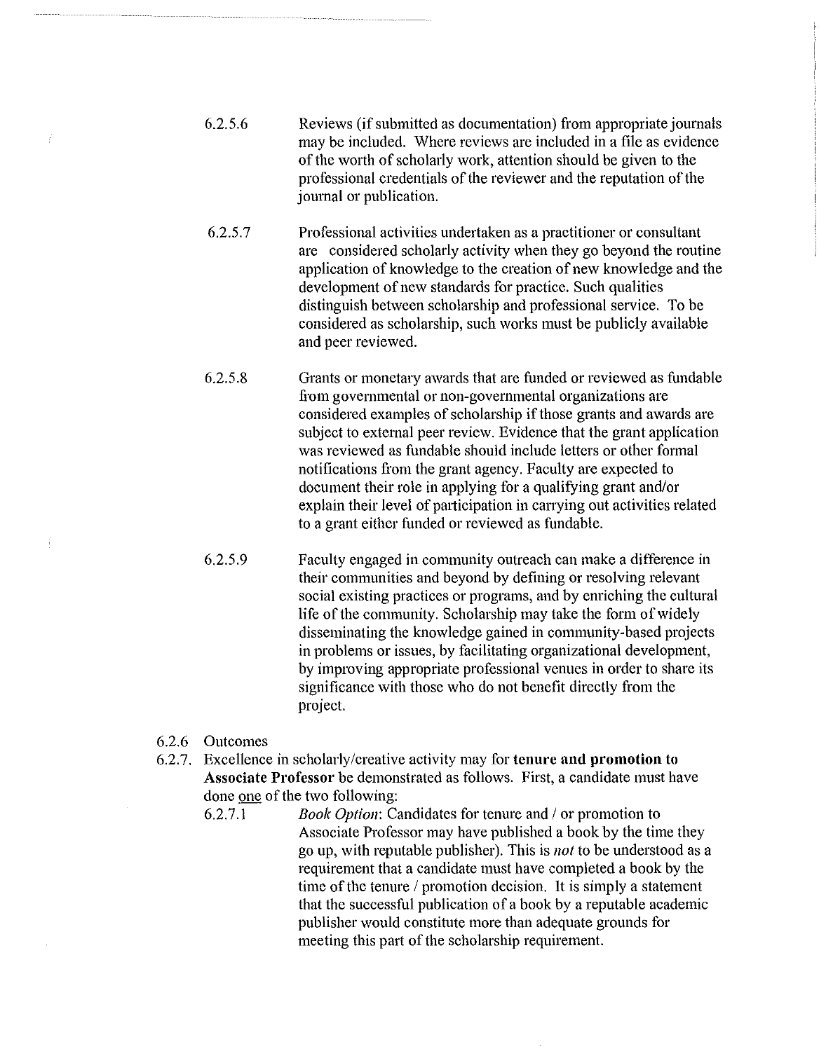6.2.5.6 Reviews (if submitted as documentation) from appropriate journals may be included. Where reviews are included in a file as evidence of the worth of scholarly work, attention should be given to the professional credentials of the reviewer and the reputation of the journal or publication.

6.2.5.7 Professional activities undertaken as a practitioner or consultant are considered scholarly activity when they go beyond the routine application of knowledge to the creation of new knowledge and the development of new standards for practice. Such qualities distinguish between scholarship and professional service. To be considered as scholarship, such works must be publicly available and peer reviewed.

6.2.5.8 Grants or monetary awards that are funded or reviewed as fundable from governmental or non-governmental organizations are considered examples of scholarship if those grants and awards are subject to external peer review. Evidence that the grant application was reviewed as fundable should include letters or other formal notifications from the grant agency. Faculty are expected to document their role in applying for a qualifying grant and/or explain their level of participation in carrying out activities related to a grant either funded or reviewed as fundable.

6.2.5.9 Faculty engaged in community outreach can make a difference in their communities and beyond by defining or resolving relevant social existing practices or programs, and by enriching the cultural life of the community. Scholarship may take the form of widely disseminating the knowledge gained in community-based projects in problems or issues, by facilitating organizational development, by improving appropriate professional venues in order to share its significance with those who do not benefit directly from the project.

6.2.6 Outcomes

6.2.7. Excellence in scholarly/creative activity may for **tenure and promotion to Associate Professor** be demonstrated as follows. First, a candidate must have done one of the two following:

6.2.7.1 *Book Option*: Candidates for tenure and / or promotion to Associate Professor may have published a book by the time they go up, with reputable publisher). This is *not* to be understood as a requirement that a candidate must have completed a book by the time of the tenure / promotion decision. It is simply a statement that the successful publication of a book by a reputable academic publisher would constitute more than adequate grounds for meeting this part of the scholarship requirement.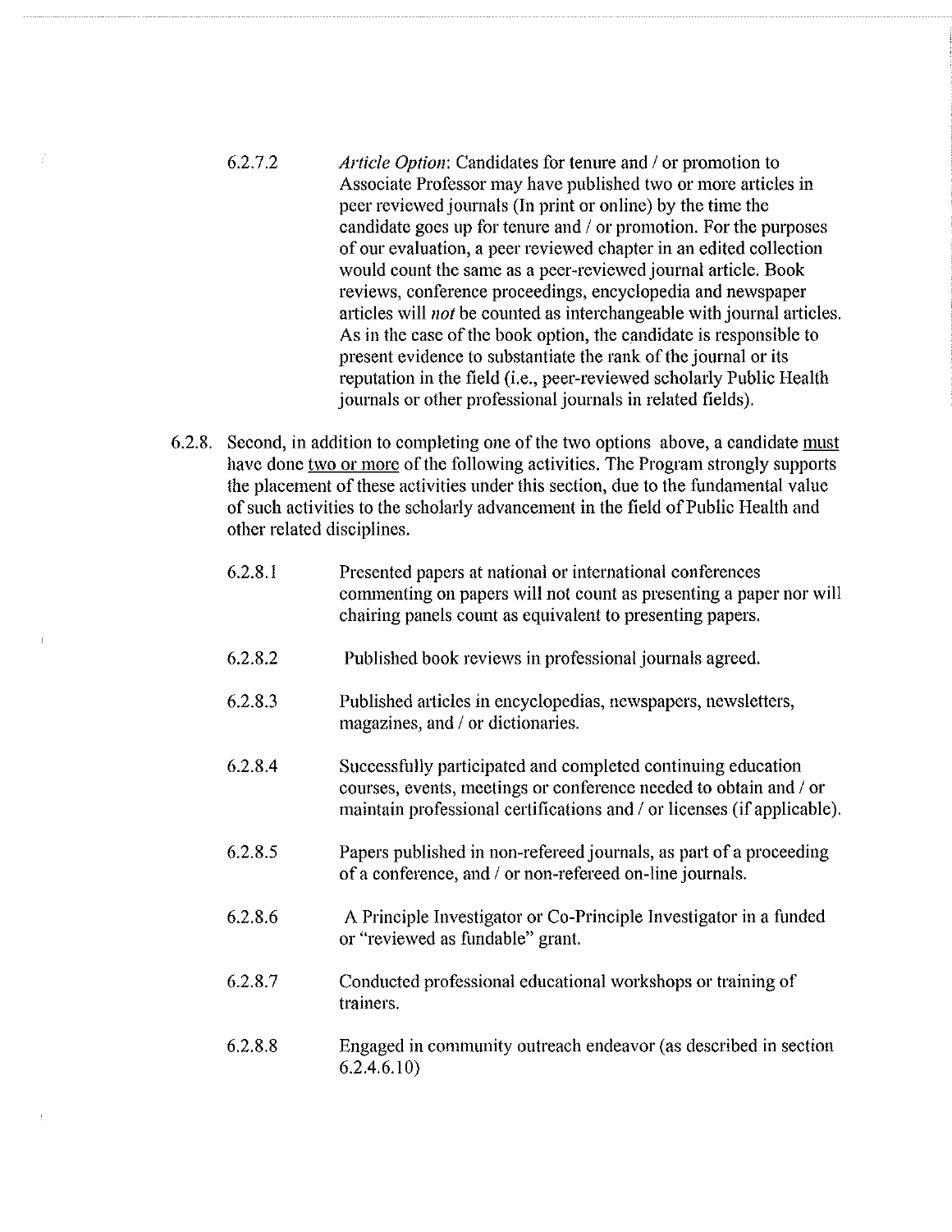6.2.7.2 *Article Option*: Candidates for tenure and / or promotion to Associate Professor may have published two or more articles in peer reviewed journals (In print or online) by the time the candidate goes up for tenure and / or promotion. For the purposes of our evaluation, a peer reviewed chapter in an edited collection would count the same as a peer-reviewed journal article. Book reviews, conference proceedings, encyclopedia and newspaper articles will *not* be counted as interchangeable with journal articles. As in the case of the book option, the candidate is responsible to present evidence to substantiate the rank of the journal or its reputation in the field (i.e., peer-reviewed scholarly Public Health journals or other professional journals in related fields).

6.2.8. Second, in addition to completing one of the two options above, a candidate <u>must</u> have done <u>two or more</u> of the following activities. The Program strongly supports the placement of these activities under this section, due to the fundamental value of such activities to the scholarly advancement in the field of Public Health and other related disciplines.

6.2.8.1 Presented papers at national or international conferences commenting on papers will not count as presenting a paper nor will chairing panels count as equivalent to presenting papers.

6.2.8.2 Published book reviews in professional journals agreed.

6.2.8.3 Published articles in encyclopedias, newspapers, newsletters, magazines, and / or dictionaries.

6.2.8.4 Successfully participated and completed continuing education courses, events, meetings or conference needed to obtain and / or maintain professional certifications and / or licenses (if applicable).

6.2.8.5 Papers published in non-refereed journals, as part of a proceeding of a conference, and / or non-refereed on-line journals.

6.2.8.6 A Principle Investigator or Co-Principle Investigator in a funded or "reviewed as fundable" grant.

6.2.8.7 Conducted professional educational workshops or training of trainers.

6.2.8.8 Engaged in community outreach endeavor (as described in section 6.2.4.6.10)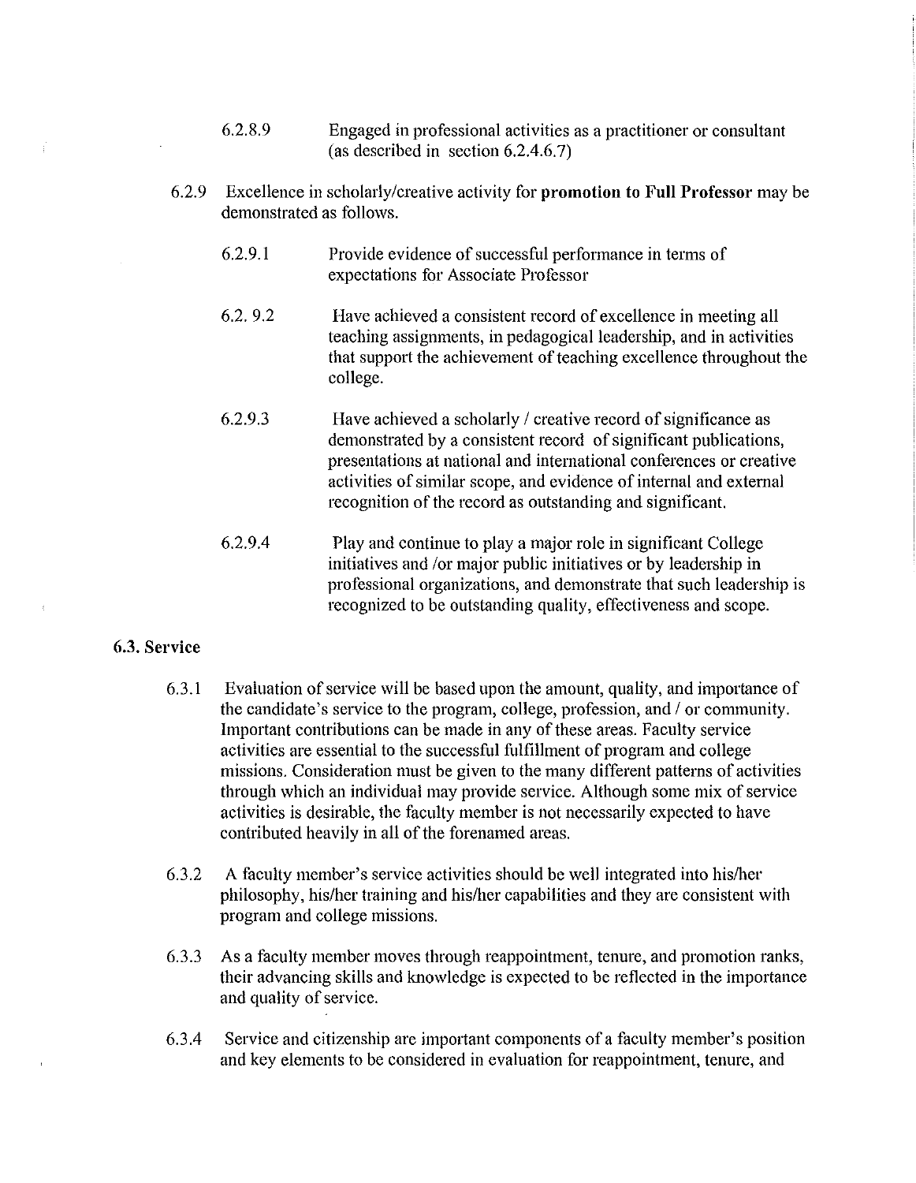6.2.8.9 Engaged in professional activities as a practitioner or consultant (as described in section 6.2.4.6.7)

6.2.9 Excellence in scholarly/creative activity for **promotion to Full Professor** may be demonstrated as follows.

6.2.9.1 Provide evidence of successful performance in terms of expectations for Associate Professor

6.2. 9.2 Have achieved a consistent record of excellence in meeting all teaching assignments, in pedagogical leadership, and in activities that support the achievement of teaching excellence throughout the college.

6.2.9.3 Have achieved a scholarly / creative record of significance as demonstrated by a consistent record of significant publications, presentations at national and international conferences or creative activities of similar scope, and evidence of internal and external recognition of the record as outstanding and significant.

6.2.9.4 Play and continue to play a major role in significant College initiatives and /or major public initiatives or by leadership in professional organizations, and demonstrate that such leadership is recognized to be outstanding quality, effectiveness and scope.

### 6.3. Service

6.3.1 Evaluation of service will be based upon the amount, quality, and importance of the candidate's service to the program, college, profession, and / or community. Important contributions can be made in any of these areas. Faculty service activities are essential to the successful fulfillment of program and college missions. Consideration must be given to the many different patterns of activities through which an individual may provide service. Although some mix of service activities is desirable, the faculty member is not necessarily expected to have contributed heavily in all of the forenamed areas.

6.3.2 A faculty member's service activities should be well integrated into his/her philosophy, his/her training and his/her capabilities and they are consistent with program and college missions.

6.3.3 As a faculty member moves through reappointment, tenure, and promotion ranks, their advancing skills and knowledge is expected to be reflected in the importance and quality of service.

6.3.4 Service and citizenship are important components of a faculty member's position and key elements to be considered in evaluation for reappointment, tenure, and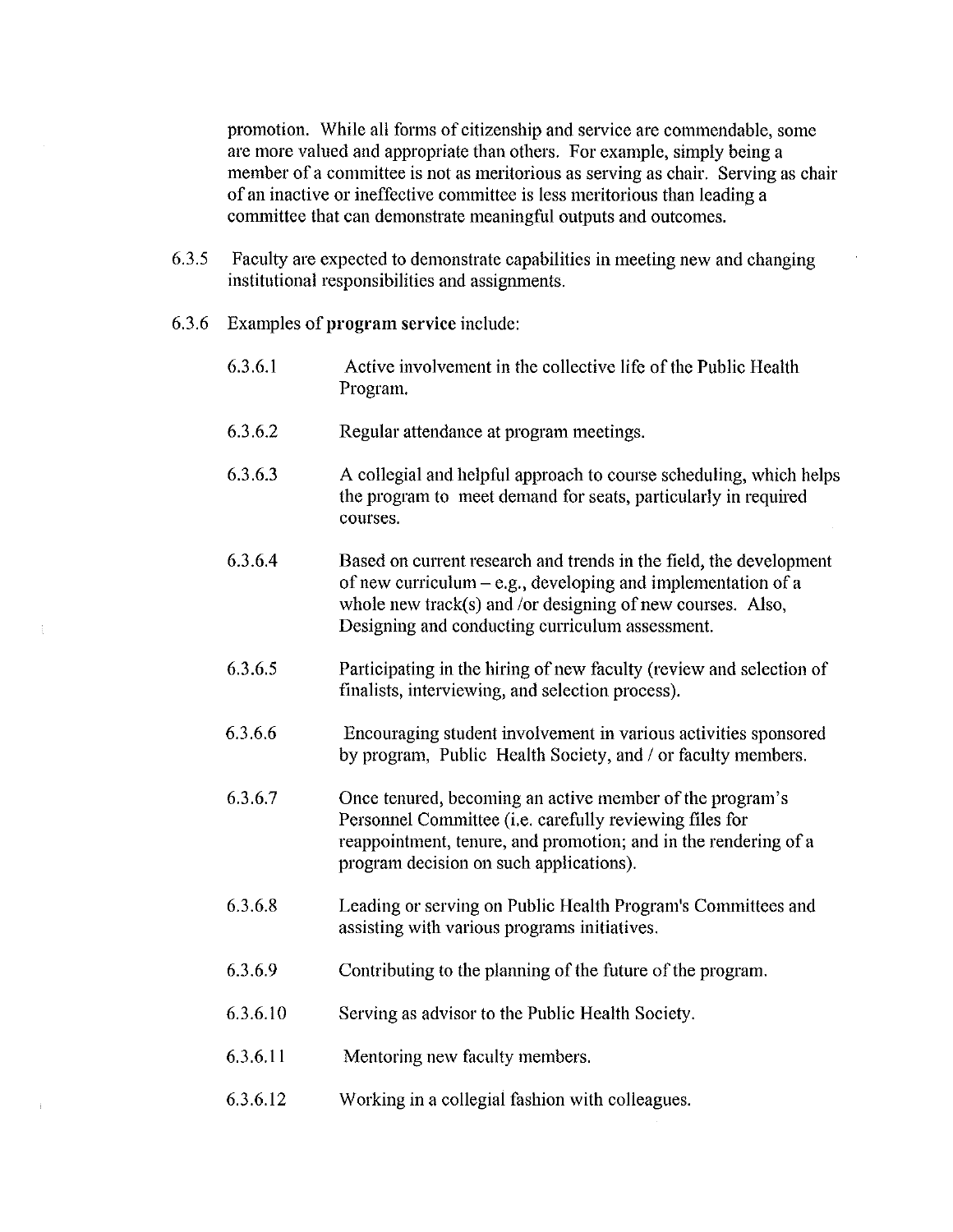promotion. While all forms of citizenship and service are commendable, some are more valued and appropriate than others. For example, simply being a member of a committee is not as meritorious as serving as chair. Serving as chair of an inactive or ineffective committee is less meritorious than leading a committee that can demonstrate meaningful outputs and outcomes.

6.3.5 Faculty are expected to demonstrate capabilities in meeting new and changing institutional responsibilities and assignments.

6.3.6 Examples of **program service** include:

- 6.3.6.1 Active involvement in the collective life of the Public Health Program.
- 6.3.6.2 Regular attendance at program meetings.
- 6.3.6.3 A collegial and helpful approach to course scheduling, which helps the program to meet demand for seats, particularly in required courses.
- 6.3.6.4 Based on current research and trends in the field, the development of new curriculum – e.g., developing and implementation of a whole new track(s) and /or designing of new courses. Also, Designing and conducting curriculum assessment.
- 6.3.6.5 Participating in the hiring of new faculty (review and selection of finalists, interviewing, and selection process).
- 6.3.6.6 Encouraging student involvement in various activities sponsored by program, Public Health Society, and / or faculty members.
- 6.3.6.7 Once tenured, becoming an active member of the program's Personnel Committee (i.e. carefully reviewing files for reappointment, tenure, and promotion; and in the rendering of a program decision on such applications).
- 6.3.6.8 Leading or serving on Public Health Program's Committees and assisting with various programs initiatives.
- 6.3.6.9 Contributing to the planning of the future of the program.
- 6.3.6.10 Serving as advisor to the Public Health Society.
- 6.3.6.11 Mentoring new faculty members.
- 6.3.6.12 Working in a collegial fashion with colleagues.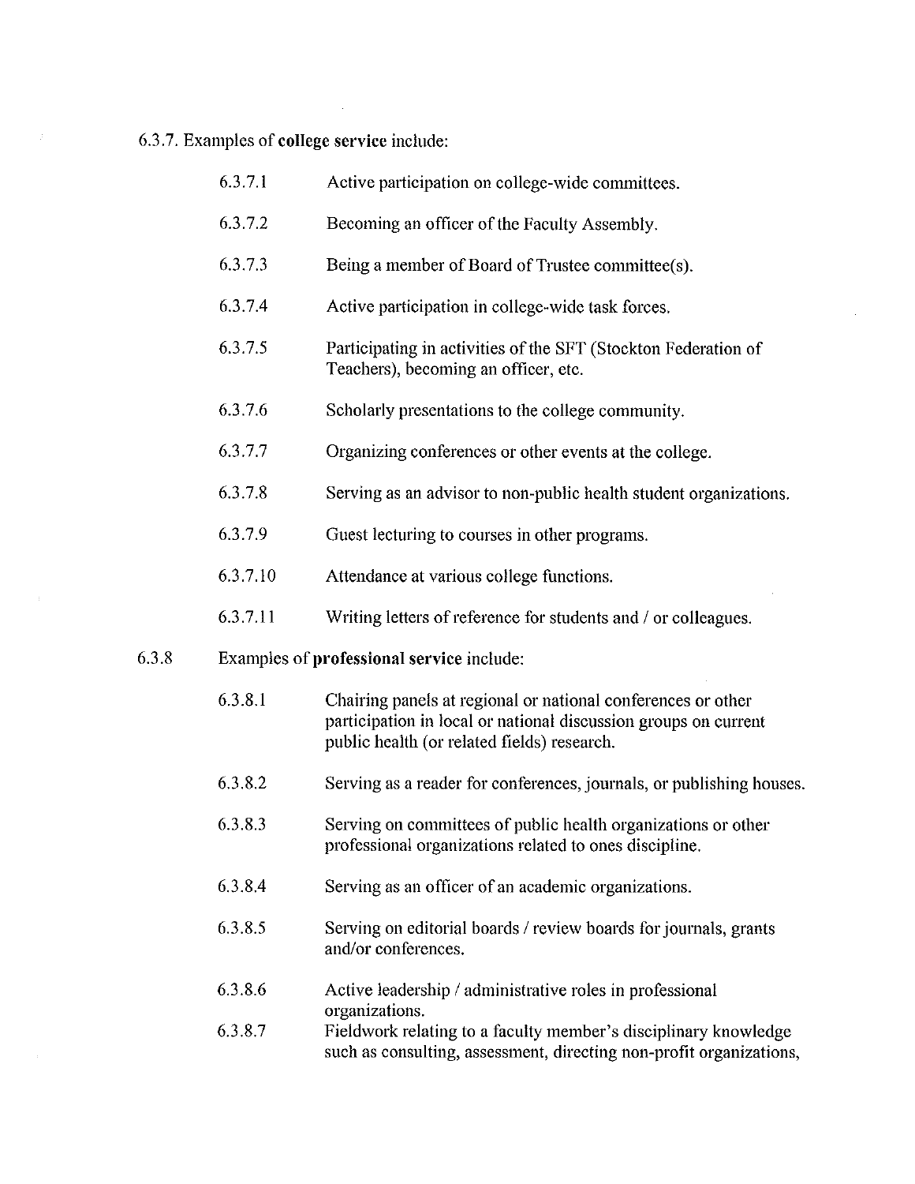6.3.7. Examples of **college service** include:

- 6.3.7.1 Active participation on college-wide committees.
- 6.3.7.2 Becoming an officer of the Faculty Assembly.
- 6.3.7.3 Being a member of Board of Trustee committee(s).
- 6.3.7.4 Active participation in college-wide task forces.
- 6.3.7.5 Participating in activities of the SFT (Stockton Federation of Teachers), becoming an officer, etc.
- 6.3.7.6 Scholarly presentations to the college community.
- 6.3.7.7 Organizing conferences or other events at the college.
- 6.3.7.8 Serving as an advisor to non-public health student organizations.
- 6.3.7.9 Guest lecturing to courses in other programs.
- 6.3.7.10 Attendance at various college functions.
- 6.3.7.11 Writing letters of reference for students / or colleagues.

6.3.8 Examples of **professional service** include:

- 6.3.8.1 Chairing panels at regional or national conferences or other participation in local or national discussion groups on current public health (or related fields) research.
- 6.3.8.2 Serving as a reader for conferences, journals, or publishing houses.
- 6.3.8.3 Serving on committees of public health organizations or other professional organizations related to ones discipline.
- 6.3.8.4 Serving as an officer of an academic organizations.
- 6.3.8.5 Serving on editorial boards / review boards for journals, grants and/or conferences.
- 6.3.8.6 Active leadership / administrative roles in professional organizations.
- 6.3.8.7 Fieldwork relating to a faculty member's disciplinary knowledge such as consulting, assessment, directing non-profit organizations,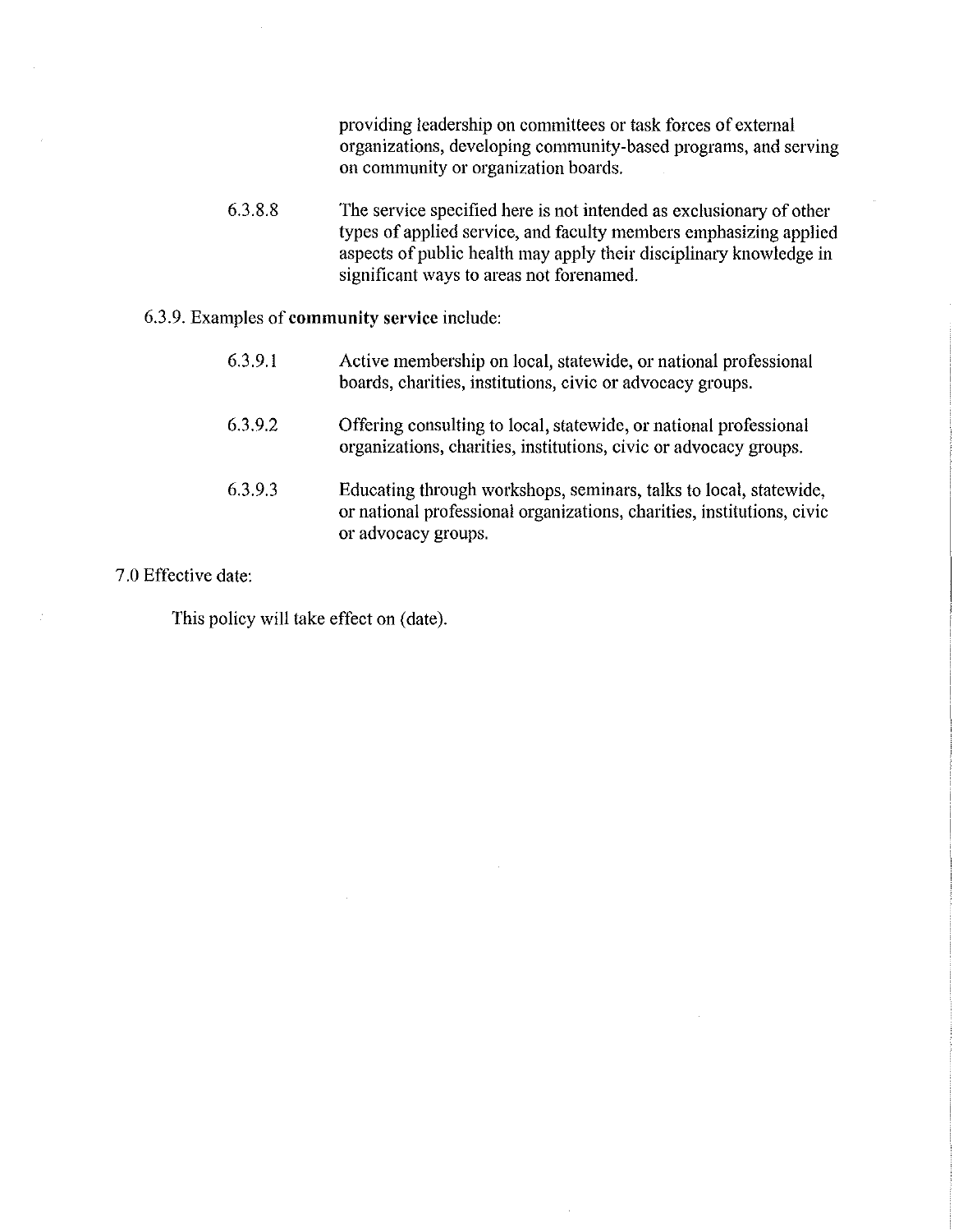providing leadership on committees or task forces of external organizations, developing community-based programs, and serving on community or organization boards.

6.3.8.8 The service specified here is not intended as exclusionary of other types of applied service, and faculty members emphasizing applied aspects of public health may apply their disciplinary knowledge in significant ways to areas not forenamed.

6.3.9. Examples of **community service** include:

6.3.9.1 Active membership on local, statewide, or national professional boards, charities, institutions, civic or advocacy groups.

6.3.9.2 Offering consulting to local, statewide, or national professional organizations, charities, institutions, civic or advocacy groups.

6.3.9.3 Educating through workshops, seminars, talks to local, statewide, or national professional organizations, charities, institutions, civic or advocacy groups.

7.0 Effective date:

This policy will take effect on (date).